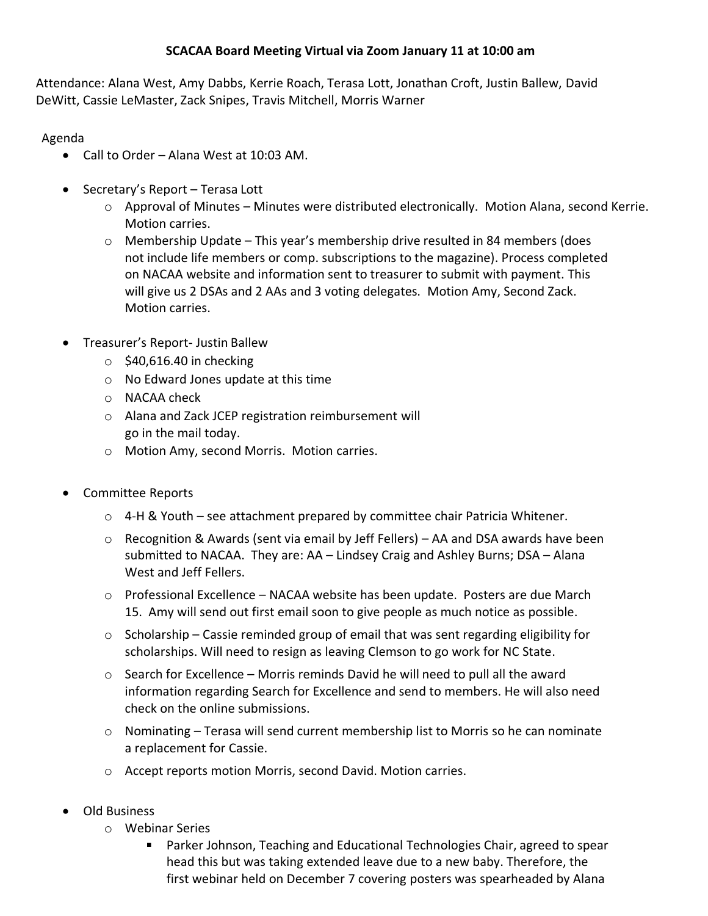**SCACAA Board Meeting Virtual via Zoom January 11 at 10:00 am**

Attendance: Alana West, Amy Dabbs, Kerrie Roach, Terasa Lott, Jonathan Croft, Justin Ballew, David DeWitt, Cassie LeMaster, Zack Snipes, Travis Mitchell, Morris Warner

Agenda

- Call to Order – Alana West at 10:03 AM.
- Secretary's Report – Terasa Lott
  - Approval of Minutes – Minutes were distributed electronically. Motion Alana, second Kerrie. Motion carries.
  - Membership Update – This year's membership drive resulted in 84 members (does not include life members or comp. subscriptions to the magazine). Process completed on NACAA website and information sent to treasurer to submit with payment. This will give us 2 DSAs and 2 AAs and 3 voting delegates. Motion Amy, Second Zack. Motion carries.
- Treasurer's Report- Justin Ballew
  - $40,616.40 in checking
  - No Edward Jones update at this time
  - NACAA check
  - Alana and Zack JCEP registration reimbursement will go in the mail today.
  - Motion Amy, second Morris. Motion carries.
- Committee Reports
  - 4-H & Youth – see attachment prepared by committee chair Patricia Whitener.
  - Recognition & Awards (sent via email by Jeff Fellers) – AA and DSA awards have been submitted to NACAA. They are: AA – Lindsey Craig and Ashley Burns; DSA – Alana West and Jeff Fellers.
  - Professional Excellence – NACAA website has been update. Posters are due March 15. Amy will send out first email soon to give people as much notice as possible.
  - Scholarship – Cassie reminded group of email that was sent regarding eligibility for scholarships. Will need to resign as leaving Clemson to go work for NC State.
  - Search for Excellence – Morris reminds David he will need to pull all the award information regarding Search for Excellence and send to members. He will also need check on the online submissions.
  - Nominating – Terasa will send current membership list to Morris so he can nominate a replacement for Cassie.
  - Accept reports motion Morris, second David. Motion carries.
- Old Business
  - Webinar Series
    - Parker Johnson, Teaching and Educational Technologies Chair, agreed to spear head this but was taking extended leave due to a new baby. Therefore, the first webinar held on December 7 covering posters was spearheaded by Alana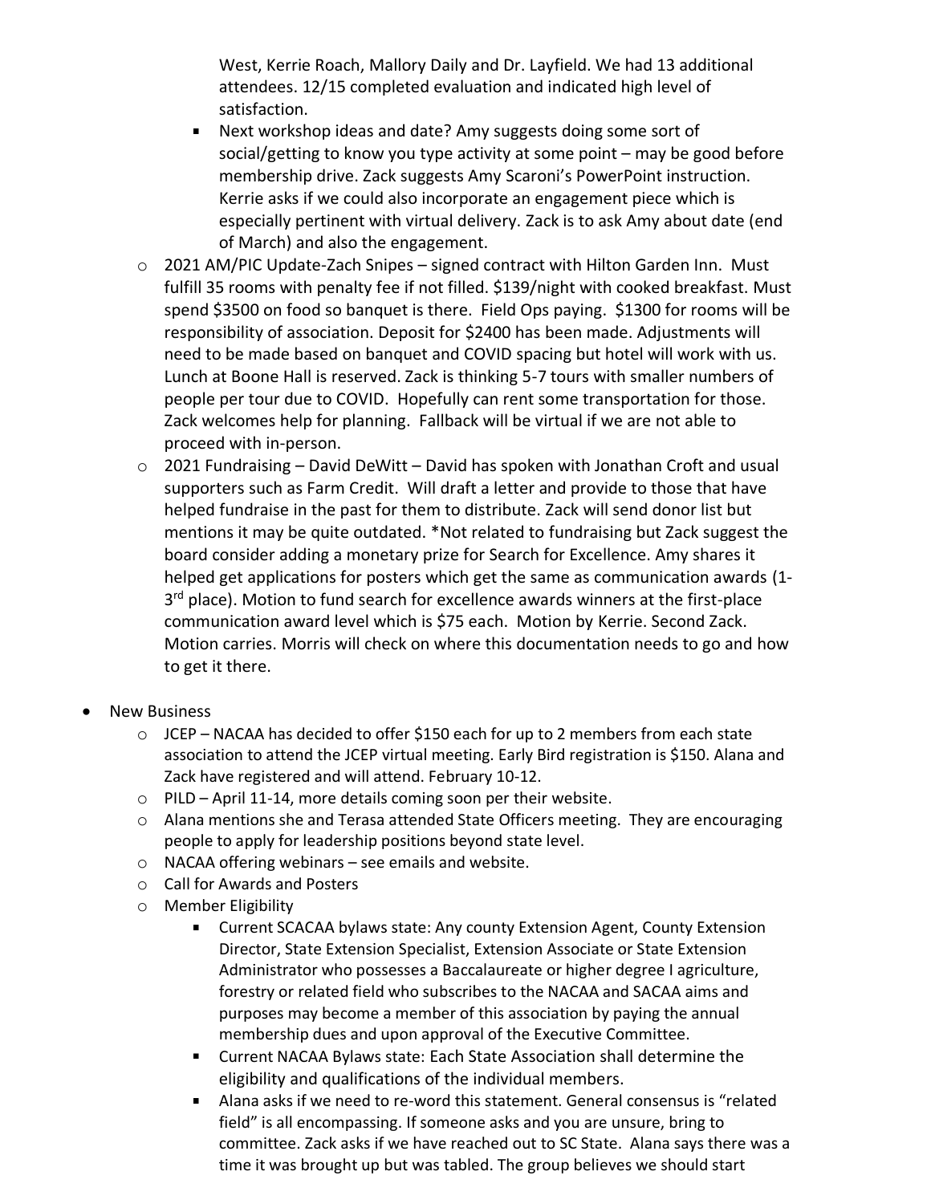West, Kerrie Roach, Mallory Daily and Dr. Layfield. We had 13 additional attendees. 12/15 completed evaluation and indicated high level of satisfaction.

        - Next workshop ideas and date? Amy suggests doing some sort of social/getting to know you type activity at some point – may be good before membership drive. Zack suggests Amy Scaroni's PowerPoint instruction. Kerrie asks if we could also incorporate an engagement piece which is especially pertinent with virtual delivery. Zack is to ask Amy about date (end of March) and also the engagement.
    - 2021 AM/PIC Update-Zach Snipes – signed contract with Hilton Garden Inn. Must fulfill 35 rooms with penalty fee if not filled. $139/night with cooked breakfast. Must spend $3500 on food so banquet is there. Field Ops paying. $1300 for rooms will be responsibility of association. Deposit for $2400 has been made. Adjustments will need to be made based on banquet and COVID spacing but hotel will work with us. Lunch at Boone Hall is reserved. Zack is thinking 5-7 tours with smaller numbers of people per tour due to COVID. Hopefully can rent some transportation for those. Zack welcomes help for planning. Fallback will be virtual if we are not able to proceed with in-person.
    - 2021 Fundraising – David DeWitt – David has spoken with Jonathan Croft and usual supporters such as Farm Credit. Will draft a letter and provide to those that have helped fundraise in the past for them to distribute. Zack will send donor list but mentions it may be quite outdated. *Not related to fundraising but Zack suggest the board consider adding a monetary prize for Search for Excellence. Amy shares it helped get applications for posters which get the same as communication awards (1-3rd place). Motion to fund search for excellence awards winners at the first-place communication award level which is $75 each. Motion by Kerrie. Second Zack. Motion carries. Morris will check on where this documentation needs to go and how to get it there.

- New Business
    - JCEP – NACAA has decided to offer $150 each for up to 2 members from each state association to attend the JCEP virtual meeting. Early Bird registration is $150. Alana and Zack have registered and will attend. February 10-12.
    - PILD – April 11-14, more details coming soon per their website.
    - Alana mentions she and Terasa attended State Officers meeting. They are encouraging people to apply for leadership positions beyond state level.
    - NACAA offering webinars – see emails and website.
    - Call for Awards and Posters
    - Member Eligibility
        - Current SCACAA bylaws state: Any county Extension Agent, County Extension Director, State Extension Specialist, Extension Associate or State Extension Administrator who possesses a Baccalaureate or higher degree I agriculture, forestry or related field who subscribes to the NACAA and SACAA aims and purposes may become a member of this association by paying the annual membership dues and upon approval of the Executive Committee.
        - Current NACAA Bylaws state: Each State Association shall determine the eligibility and qualifications of the individual members.
        - Alana asks if we need to re-word this statement. General consensus is "related field" is all encompassing. If someone asks and you are unsure, bring to committee. Zack asks if we have reached out to SC State. Alana says there was a time it was brought up but was tabled. The group believes we should start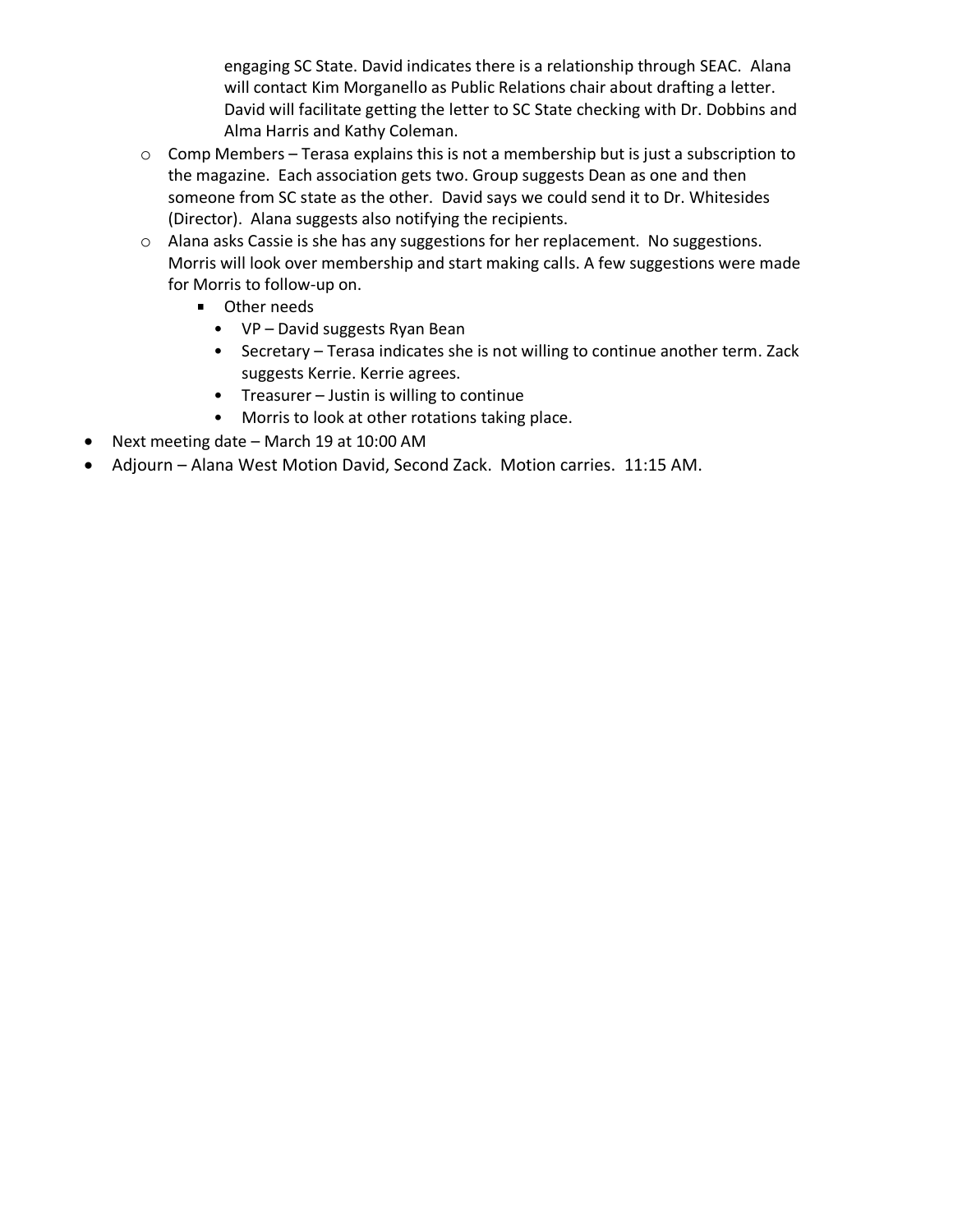engaging SC State. David indicates there is a relationship through SEAC. Alana will contact Kim Morganello as Public Relations chair about drafting a letter. David will facilitate getting the letter to SC State checking with Dr. Dobbins and Alma Harris and Kathy Coleman.

  - Comp Members – Terasa explains this is not a membership but is just a subscription to the magazine. Each association gets two. Group suggests Dean as one and then someone from SC state as the other. David says we could send it to Dr. Whitesides (Director). Alana suggests also notifying the recipients.
  - Alana asks Cassie is she has any suggestions for her replacement. No suggestions. Morris will look over membership and start making calls. A few suggestions were made for Morris to follow-up on.
    - Other needs
      - VP – David suggests Ryan Bean
      - Secretary – Terasa indicates she is not willing to continue another term. Zack suggests Kerrie. Kerrie agrees.
      - Treasurer – Justin is willing to continue
      - Morris to look at other rotations taking place.
- Next meeting date – March 19 at 10:00 AM
- Adjourn – Alana West Motion David, Second Zack. Motion carries. 11:15 AM.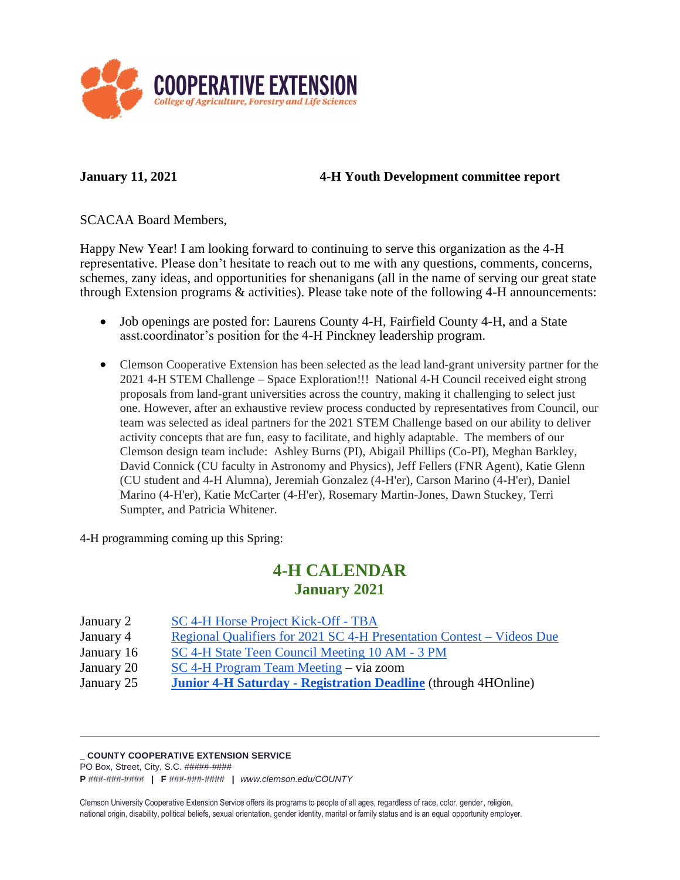**January 11, 2021** **4-H Youth Development committee report**

SCACAA Board Members,

Happy New Year! I am looking forward to continuing to serve this organization as the 4-H representative. Please don't hesitate to reach out to me with any questions, comments, concerns, schemes, zany ideas, and opportunities for shenanigans (all in the name of serving our great state through Extension programs & activities). Please take note of the following 4-H announcements:

- Job openings are posted for: Laurens County 4-H, Fairfield County 4-H, and a State asst.coordinator's position for the 4-H Pinckney leadership program.
- Clemson Cooperative Extension has been selected as the lead land-grant university partner for the 2021 4-H STEM Challenge – Space Exploration!!! National 4-H Council received eight strong proposals from land-grant universities across the country, making it challenging to select just one. However, after an exhaustive review process conducted by representatives from Council, our team was selected as ideal partners for the 2021 STEM Challenge based on our ability to deliver activity concepts that are fun, easy to facilitate, and highly adaptable. The members of our Clemson design team include: Ashley Burns (PI), Abigail Phillips (Co-PI), Meghan Barkley, David Connick (CU faculty in Astronomy and Physics), Jeff Fellers (FNR Agent), Katie Glenn (CU student and 4-H Alumna), Jeremiah Gonzalez (4-H'er), Carson Marino (4-H'er), Daniel Marino (4-H'er), Katie McCarter (4-H'er), Rosemary Martin-Jones, Dawn Stuckey, Terri Sumpter, and Patricia Whitener.

4-H programming coming up this Spring:

## 4-H CALENDAR
### January 2021

| | |
|---|---|
| January 2 | SC 4-H Horse Project Kick-Off - TBA |
| January 4 | Regional Qualifiers for 2021 SC 4-H Presentation Contest – Videos Due |
| January 16 | SC 4-H State Teen Council Meeting 10 AM - 3 PM |
| January 20 | SC 4-H Program Team Meeting – via zoom |
| January 25 | **Junior 4-H Saturday - Registration Deadline** (through 4HOnline) |

**_ COUNTY COOPERATIVE EXTENSION SERVICE**
PO Box, Street, City, S.C. #####-####
**P** *###-###-####* **|** **F** *###-###-####* **|** *www.clemson.edu/COUNTY*

Clemson University Cooperative Extension Service offers its programs to people of all ages, regardless of race, color, gender, religion, national origin, disability, political beliefs, sexual orientation, gender identity, marital or family status and is an equal opportunity employer.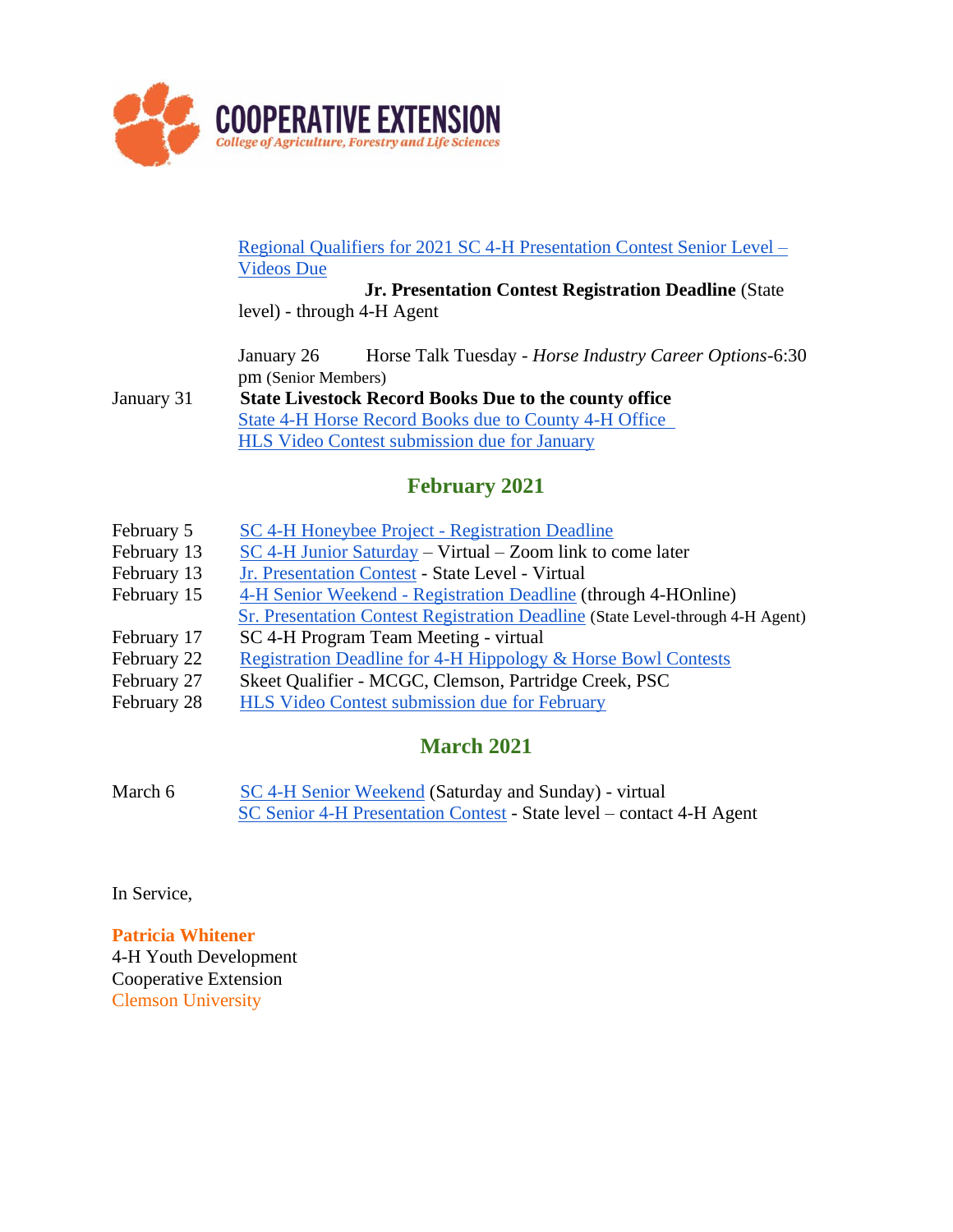Regional Qualifiers for 2021 SC 4-H Presentation Contest Senior Level – Videos Due

**Jr. Presentation Contest Registration Deadline** (State level) - through 4-H Agent

January 26 Horse Talk Tuesday - *Horse Industry Career Options*-6:30 pm (Senior Members)

January 31 **State Livestock Record Books Due to the county office**
State 4-H Horse Record Books due to County 4-H Office
HLS Video Contest submission due for January

## February 2021

| | |
|---|---|
| February 5 | SC 4-H Honeybee Project - Registration Deadline |
| February 13 | SC 4-H Junior Saturday – Virtual – Zoom link to come later |
| February 13 | Jr. Presentation Contest - State Level - Virtual |
| February 15 | 4-H Senior Weekend - Registration Deadline (through 4-HOnline) |
| | Sr. Presentation Contest Registration Deadline (State Level-through 4-H Agent) |
| February 17 | SC 4-H Program Team Meeting - virtual |
| February 22 | Registration Deadline for 4-H Hippology & Horse Bowl Contests |
| February 27 | Skeet Qualifier - MCGC, Clemson, Partridge Creek, PSC |
| February 28 | HLS Video Contest submission due for February |

## March 2021

| | |
|---|---|
| March 6 | SC 4-H Senior Weekend (Saturday and Sunday) - virtual |
| | SC Senior 4-H Presentation Contest - State level – contact 4-H Agent |

In Service,

**Patricia Whitener**
4-H Youth Development
Cooperative Extension
Clemson University